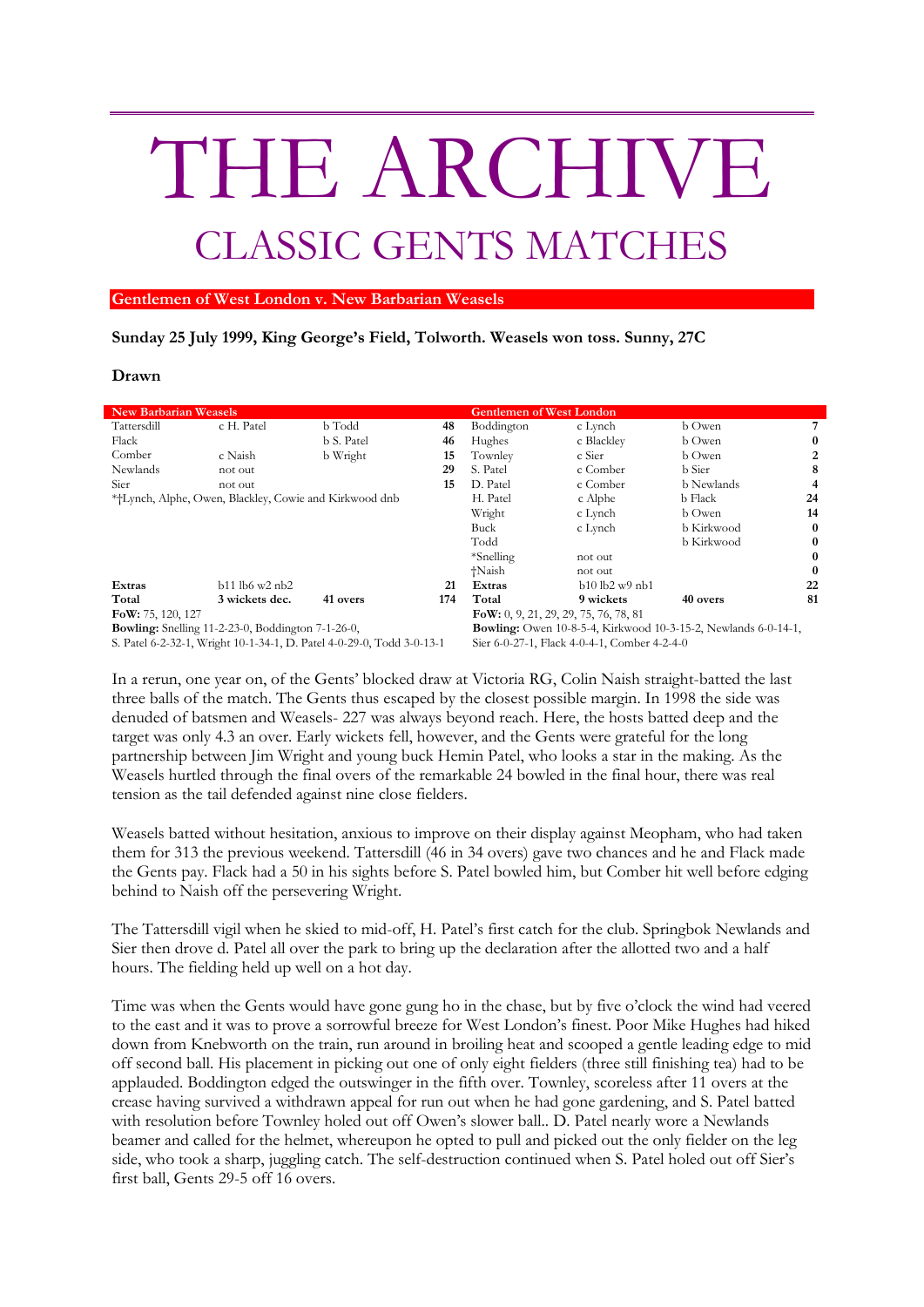# THE ARCHIVE

## CLASSIC GENTS MATCHES

**Gentlemen of West London v. New Barbarian Weasels**

**Sunday 25 July 1999, King George's Field, Tolworth. Weasels won toss. Sunny, 27C**

**Drawn**

| New Barbarian Weasels | | | |
|---|---|---|---|
| Tattersdill | c H. Patel | b Todd | 48 |
| Flack | | b S. Patel | 46 |
| Comber | c Naish | b Wright | 15 |
| Newlands | not out | | 29 |
| Sier | not out | | 15 |
| *†Lynch, Alphe, Owen, Blackley, Cowie and Kirkwood dnb | | | |
| **Extras** | b11 lb6 w2 nb2 | | 21 |
| **Total** | **3 wickets dec.** | **41 overs** | **174** |

**FoW:** 75, 120, 127

**Bowling:** Snelling 11-2-23-0, Boddington 7-1-26-0, S. Patel 6-2-32-1, Wright 10-1-34-1, D. Patel 4-0-29-0, Todd 3-0-13-1

| Gentlemen of West London | | | |
|---|---|---|---|
| Boddington | c Lynch | b Owen | 7 |
| Hughes | c Blackley | b Owen | 0 |
| Townley | c Sier | b Owen | 2 |
| S. Patel | c Comber | b Sier | 8 |
| D. Patel | c Comber | b Newlands | 4 |
| H. Patel | c Alphe | b Flack | 24 |
| Wright | c Lynch | b Owen | 14 |
| Buck | c Lynch | b Kirkwood | 0 |
| Todd | | b Kirkwood | 0 |
| *Snelling | not out | | 0 |
| †Naish | not out | | 0 |
| **Extras** | b10 lb2 w9 nb1 | | 22 |
| **Total** | **9 wickets** | **40 overs** | **81** |

**FoW:** 0, 9, 21, 29, 29, 75, 76, 78, 81

**Bowling:** Owen 10-8-5-4, Kirkwood 10-3-15-2, Newlands 6-0-14-1, Sier 6-0-27-1, Flack 4-0-4-1, Comber 4-2-4-0

In a rerun, one year on, of the Gents' blocked draw at Victoria RG, Colin Naish straight-batted the last three balls of the match. The Gents thus escaped by the closest possible margin. In 1998 the side was denuded of batsmen and Weasels- 227 was always beyond reach. Here, the hosts batted deep and the target was only 4.3 an over. Early wickets fell, however, and the Gents were grateful for the long partnership between Jim Wright and young buck Hemin Patel, who looks a star in the making. As the Weasels hurtled through the final overs of the remarkable 24 bowled in the final hour, there was real tension as the tail defended against nine close fielders.

Weasels batted without hesitation, anxious to improve on their display against Meopham, who had taken them for 313 the previous weekend. Tattersdill (46 in 34 overs) gave two chances and he and Flack made the Gents pay. Flack had a 50 in his sights before S. Patel bowled him, but Comber hit well before edging behind to Naish off the persevering Wright.

The Tattersdill vigil when he skied to mid-off, H. Patel's first catch for the club. Springbok Newlands and Sier then drove d. Patel all over the park to bring up the declaration after the allotted two and a half hours. The fielding held up well on a hot day.

Time was when the Gents would have gone gung ho in the chase, but by five o'clock the wind had veered to the east and it was to prove a sorrowful breeze for West London's finest. Poor Mike Hughes had hiked down from Knebworth on the train, run around in broiling heat and scooped a gentle leading edge to mid off second ball. His placement in picking out one of only eight fielders (three still finishing tea) had to be applauded. Boddington edged the outswinger in the fifth over. Townley, scoreless after 11 overs at the crease having survived a withdrawn appeal for run out when he had gone gardening, and S. Patel batted with resolution before Townley holed out off Owen's slower ball.. D. Patel nearly wore a Newlands beamer and called for the helmet, whereupon he opted to pull and picked out the only fielder on the leg side, who took a sharp, juggling catch. The self-destruction continued when S. Patel holed out off Sier's first ball, Gents 29-5 off 16 overs.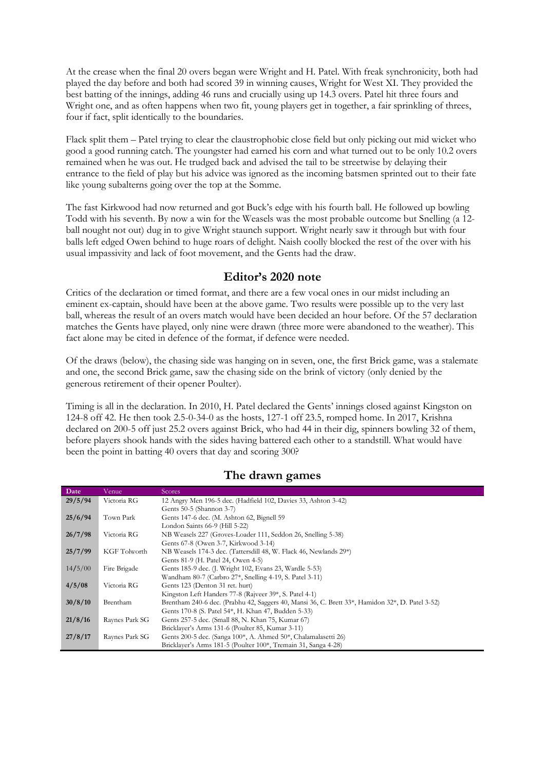At the crease when the final 20 overs began were Wright and H. Patel. With freak synchronicity, both had played the day before and both had scored 39 in winning causes, Wright for West XI. They provided the best batting of the innings, adding 46 runs and crucially using up 14.3 overs. Patel hit three fours and Wright one, and as often happens when two fit, young players get in together, a fair sprinkling of threes, four if fact, split identically to the boundaries.

Flack split them – Patel trying to clear the claustrophobic close field but only picking out mid wicket who good a good running catch. The youngster had earned his corn and what turned out to be only 10.2 overs remained when he was out. He trudged back and advised the tail to be streetwise by delaying their entrance to the field of play but his advice was ignored as the incoming batsmen sprinted out to their fate like young subalterns going over the top at the Somme.

The fast Kirkwood had now returned and got Buck's edge with his fourth ball. He followed up bowling Todd with his seventh. By now a win for the Weasels was the most probable outcome but Snelling (a 12-ball nought not out) dug in to give Wright staunch support. Wright nearly saw it through but with four balls left edged Owen behind to huge roars of delight. Naish coolly blocked the rest of the over with his usual impassivity and lack of foot movement, and the Gents had the draw.

## Editor's 2020 note

Critics of the declaration or timed format, and there are a few vocal ones in our midst including an eminent ex-captain, should have been at the above game. Two results were possible up to the very last ball, whereas the result of an overs match would have been decided an hour before. Of the 57 declaration matches the Gents have played, only nine were drawn (three more were abandoned to the weather). This fact alone may be cited in defence of the format, if defence were needed.

Of the draws (below), the chasing side was hanging on in seven, one, the first Brick game, was a stalemate and one, the second Brick game, saw the chasing side on the brink of victory (only denied by the generous retirement of their opener Poulter).

Timing is all in the declaration. In 2010, H. Patel declared the Gents' innings closed against Kingston on 124-8 off 42. He then took 2.5-0-34-0 as the hosts, 127-1 off 23.5, romped home. In 2017, Krishna declared on 200-5 off just 25.2 overs against Brick, who had 44 in their dig, spinners bowling 32 of them, before players shook hands with the sides having battered each other to a standstill. What would have been the point in batting 40 overs that day and scoring 300?

## The drawn games

| Date | Venue | Scores |
|---|---|---|
| 29/5/94 | Victoria RG | 12 Angry Men 196-5 dec. (Hadfield 102, Davies 33, Ashton 3-42)<br>Gents 50-5 (Shannon 3-7) |
| 25/6/94 | Town Park | Gents 147-6 dec. (M. Ashton 62, Bignell 59<br>London Saints 66-9 (Hill 5-22) |
| 26/7/98 | Victoria RG | NB Weasels 227 (Groves-Loader 111, Seddon 26, Snelling 5-38)<br>Gents 67-8 (Owen 3-7, Kirkwood 3-14) |
| 25/7/99 | KGF Tolworth | NB Weasels 174-3 dec. (Tattersdill 48, W. Flack 46, Newlands 29*)<br>Gents 81-9 (H. Patel 24, Owen 4-5) |
| 14/5/00 | Fire Brigade | Gents 185-9 dec. (J. Wright 102, Evans 23, Wardle 5-53)<br>Wandham 80-7 (Carbro 27*, Snelling 4-19, S. Patel 3-11) |
| 4/5/08 | Victoria RG | Gents 123 (Denton 31 ret. hurt)<br>Kingston Left Handers 77-8 (Rajveer 39*, S. Patel 4-1) |
| 30/8/10 | Brentham | Brentham 240-6 dec. (Prabhu 42, Saggers 40, Mansi 36, C. Brett 33*, Hamidon 32*, D. Patel 3-52)<br>Gents 170-8 (S. Patel 54*, H. Khan 47, Budden 5-33) |
| 21/8/16 | Raynes Park SG | Gents 257-5 dec. (Small 88, N. Khan 75, Kumar 67)<br>Bricklayer's Arms 131-6 (Poulter 85, Kumar 3-11) |
| 27/8/17 | Raynes Park SG | Gents 200-5 dec. (Sanga 100*, A. Ahmed 50*, Chalamalasetti 26)<br>Bricklayer's Arms 181-5 (Poulter 100*, Tremain 31, Sanga 4-28) |